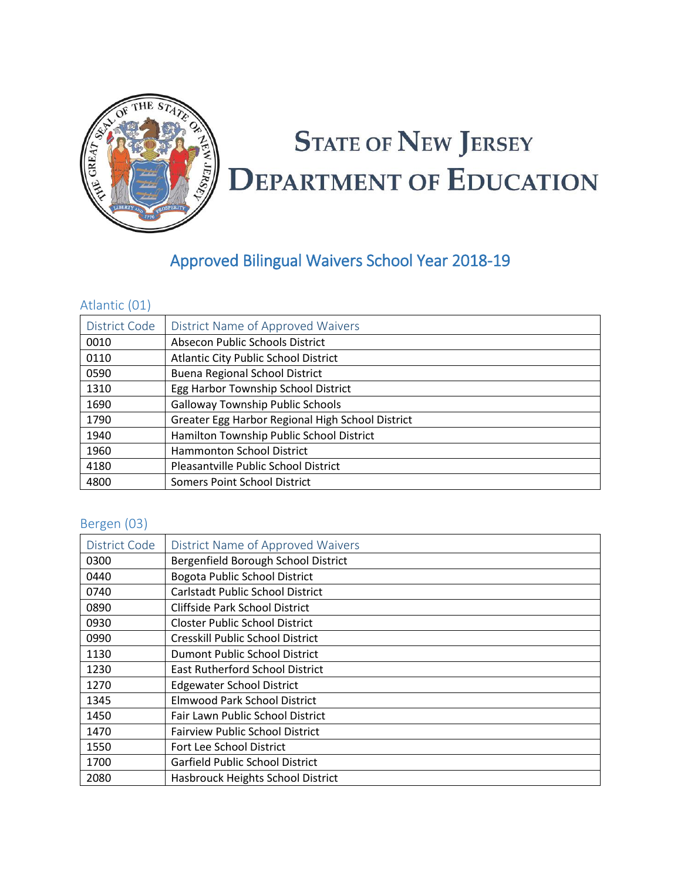# State of New Jersey
# Department of Education

## Approved Bilingual Waivers School Year 2018-19

### Atlantic (01)

| District Code | District Name of Approved Waivers |
|---|---|
| 0010 | Absecon Public Schools District |
| 0110 | Atlantic City Public School District |
| 0590 | Buena Regional School District |
| 1310 | Egg Harbor Township School District |
| 1690 | Galloway Township Public Schools |
| 1790 | Greater Egg Harbor Regional High School District |
| 1940 | Hamilton Township Public School District |
| 1960 | Hammonton School District |
| 4180 | Pleasantville Public School District |
| 4800 | Somers Point School District |

### Bergen (03)

| District Code | District Name of Approved Waivers |
|---|---|
| 0300 | Bergenfield Borough School District |
| 0440 | Bogota Public School District |
| 0740 | Carlstadt Public School District |
| 0890 | Cliffside Park School District |
| 0930 | Closter Public School District |
| 0990 | Cresskill Public School District |
| 1130 | Dumont Public School District |
| 1230 | East Rutherford School District |
| 1270 | Edgewater School District |
| 1345 | Elmwood Park School District |
| 1450 | Fair Lawn Public School District |
| 1470 | Fairview Public School District |
| 1550 | Fort Lee School District |
| 1700 | Garfield Public School District |
| 2080 | Hasbrouck Heights School District |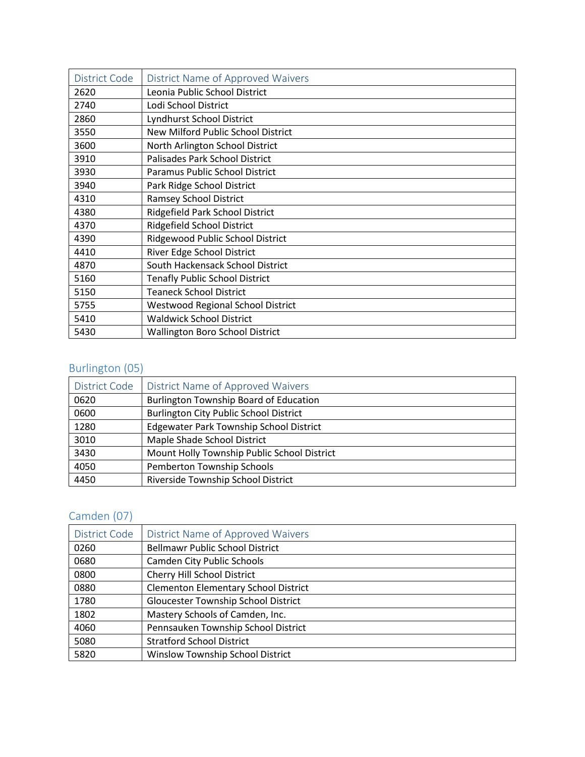| District Code | District Name of Approved Waivers |
|---|---|
| 2620 | Leonia Public School District |
| 2740 | Lodi School District |
| 2860 | Lyndhurst School District |
| 3550 | New Milford Public School District |
| 3600 | North Arlington School District |
| 3910 | Palisades Park School District |
| 3930 | Paramus Public School District |
| 3940 | Park Ridge School District |
| 4310 | Ramsey School District |
| 4380 | Ridgefield Park School District |
| 4370 | Ridgefield School District |
| 4390 | Ridgewood Public School District |
| 4410 | River Edge School District |
| 4870 | South Hackensack School District |
| 5160 | Tenafly Public School District |
| 5150 | Teaneck School District |
| 5755 | Westwood Regional School District |
| 5410 | Waldwick School District |
| 5430 | Wallington Boro School District |

## Burlington (05)

| District Code | District Name of Approved Waivers |
|---|---|
| 0620 | Burlington Township Board of Education |
| 0600 | Burlington City Public School District |
| 1280 | Edgewater Park Township School District |
| 3010 | Maple Shade School District |
| 3430 | Mount Holly Township Public School District |
| 4050 | Pemberton Township Schools |
| 4450 | Riverside Township School District |

## Camden (07)

| District Code | District Name of Approved Waivers |
|---|---|
| 0260 | Bellmawr Public School District |
| 0680 | Camden City Public Schools |
| 0800 | Cherry Hill School District |
| 0880 | Clementon Elementary School District |
| 1780 | Gloucester Township School District |
| 1802 | Mastery Schools of Camden, Inc. |
| 4060 | Pennsauken Township School District |
| 5080 | Stratford School District |
| 5820 | Winslow Township School District |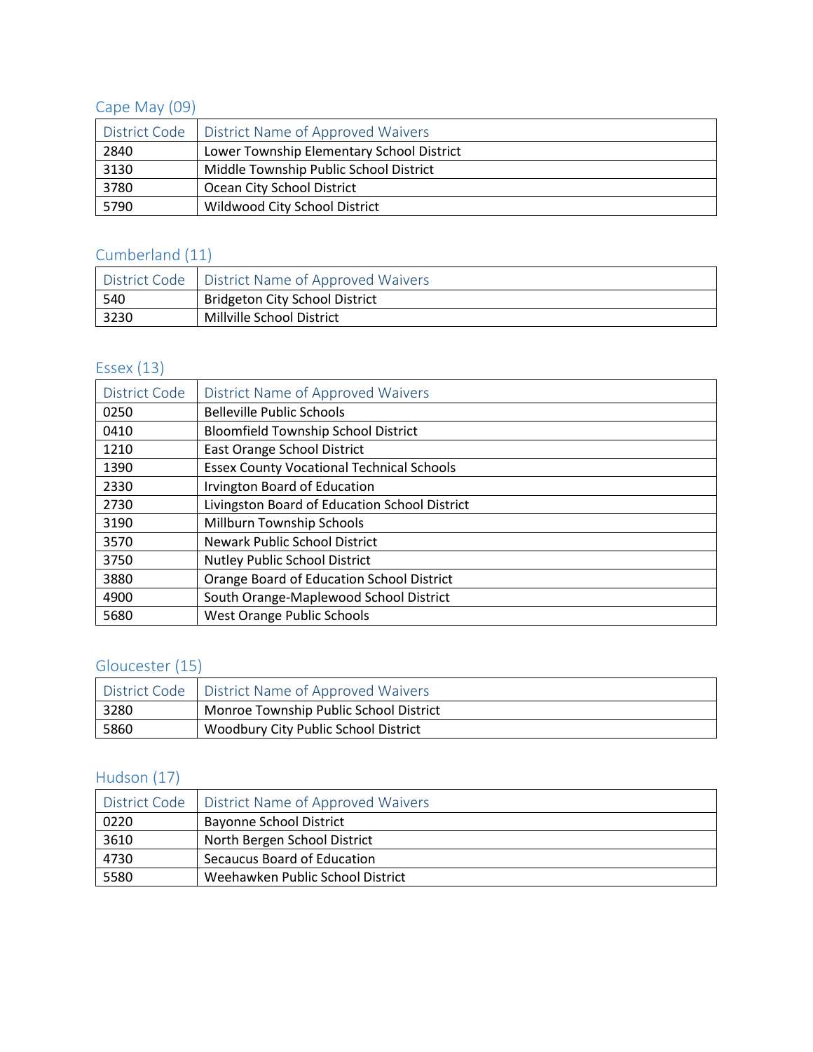## Cape May (09)

| District Code | District Name of Approved Waivers |
|---|---|
| 2840 | Lower Township Elementary School District |
| 3130 | Middle Township Public School District |
| 3780 | Ocean City School District |
| 5790 | Wildwood City School District |

## Cumberland (11)

| District Code | District Name of Approved Waivers |
|---|---|
| 540 | Bridgeton City School District |
| 3230 | Millville School District |

## Essex (13)

| District Code | District Name of Approved Waivers |
|---|---|
| 0250 | Belleville Public Schools |
| 0410 | Bloomfield Township School District |
| 1210 | East Orange School District |
| 1390 | Essex County Vocational Technical Schools |
| 2330 | Irvington Board of Education |
| 2730 | Livingston Board of Education School District |
| 3190 | Millburn Township Schools |
| 3570 | Newark Public School District |
| 3750 | Nutley Public School District |
| 3880 | Orange Board of Education School District |
| 4900 | South Orange-Maplewood School District |
| 5680 | West Orange Public Schools |

## Gloucester (15)

| District Code | District Name of Approved Waivers |
|---|---|
| 3280 | Monroe Township Public School District |
| 5860 | Woodbury City Public School District |

## Hudson (17)

| District Code | District Name of Approved Waivers |
|---|---|
| 0220 | Bayonne School District |
| 3610 | North Bergen School District |
| 4730 | Secaucus Board of Education |
| 5580 | Weehawken Public School District |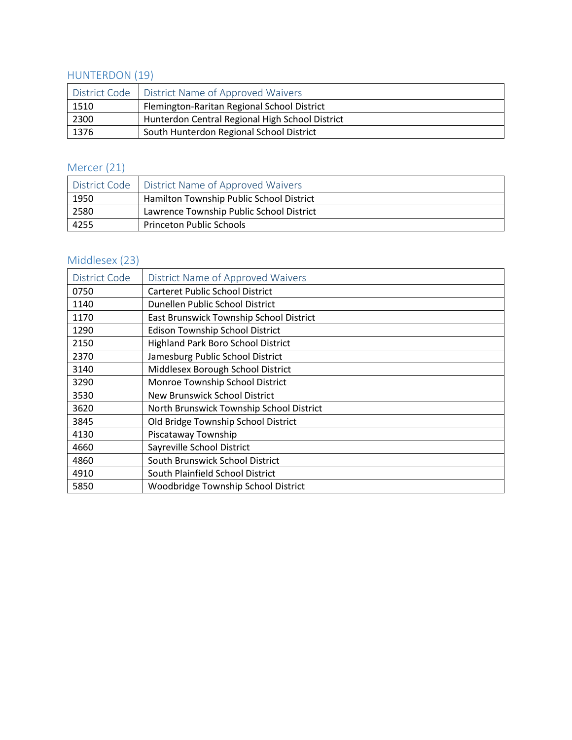## HUNTERDON (19)

| District Code | District Name of Approved Waivers |
|---|---|
| 1510 | Flemington-Raritan Regional School District |
| 2300 | Hunterdon Central Regional High School District |
| 1376 | South Hunterdon Regional School District |

## Mercer (21)

| District Code | District Name of Approved Waivers |
|---|---|
| 1950 | Hamilton Township Public School District |
| 2580 | Lawrence Township Public School District |
| 4255 | Princeton Public Schools |

## Middlesex (23)

| District Code | District Name of Approved Waivers |
|---|---|
| 0750 | Carteret Public School District |
| 1140 | Dunellen Public School District |
| 1170 | East Brunswick Township School District |
| 1290 | Edison Township School District |
| 2150 | Highland Park Boro School District |
| 2370 | Jamesburg Public School District |
| 3140 | Middlesex Borough School District |
| 3290 | Monroe Township School District |
| 3530 | New Brunswick School District |
| 3620 | North Brunswick Township School District |
| 3845 | Old Bridge Township School District |
| 4130 | Piscataway Township |
| 4660 | Sayreville School District |
| 4860 | South Brunswick School District |
| 4910 | South Plainfield School District |
| 5850 | Woodbridge Township School District |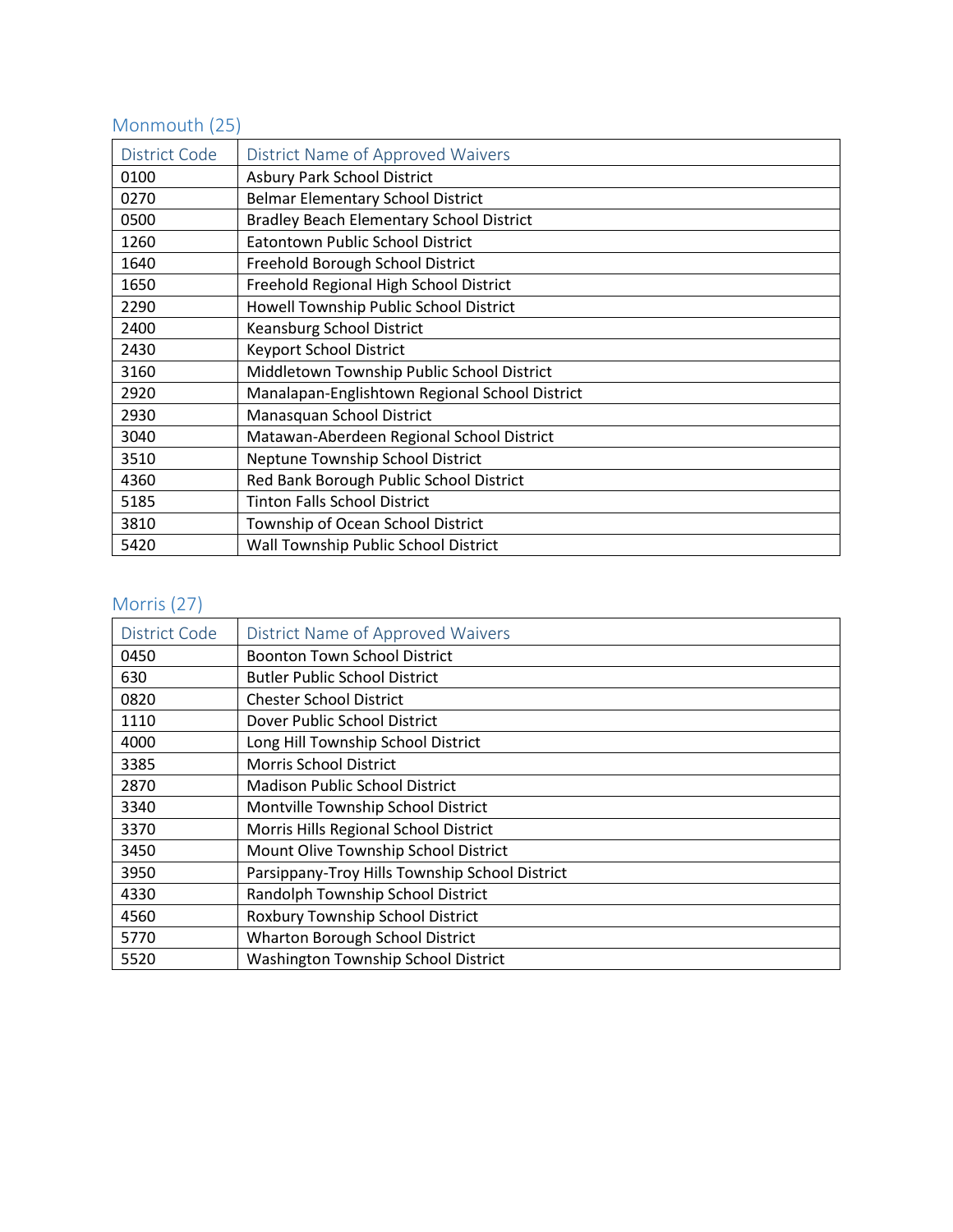## Monmouth (25)

| District Code | District Name of Approved Waivers |
|---|---|
| 0100 | Asbury Park School District |
| 0270 | Belmar Elementary School District |
| 0500 | Bradley Beach Elementary School District |
| 1260 | Eatontown Public School District |
| 1640 | Freehold Borough School District |
| 1650 | Freehold Regional High School District |
| 2290 | Howell Township Public School District |
| 2400 | Keansburg School District |
| 2430 | Keyport School District |
| 3160 | Middletown Township Public School District |
| 2920 | Manalapan-Englishtown Regional School District |
| 2930 | Manasquan School District |
| 3040 | Matawan-Aberdeen Regional School District |
| 3510 | Neptune Township School District |
| 4360 | Red Bank Borough Public School District |
| 5185 | Tinton Falls School District |
| 3810 | Township of Ocean School District |
| 5420 | Wall Township Public School District |

## Morris (27)

| District Code | District Name of Approved Waivers |
|---|---|
| 0450 | Boonton Town School District |
| 630 | Butler Public School District |
| 0820 | Chester School District |
| 1110 | Dover Public School District |
| 4000 | Long Hill Township School District |
| 3385 | Morris School District |
| 2870 | Madison Public School District |
| 3340 | Montville Township School District |
| 3370 | Morris Hills Regional School District |
| 3450 | Mount Olive Township School District |
| 3950 | Parsippany-Troy Hills Township School District |
| 4330 | Randolph Township School District |
| 4560 | Roxbury Township School District |
| 5770 | Wharton Borough School District |
| 5520 | Washington Township School District |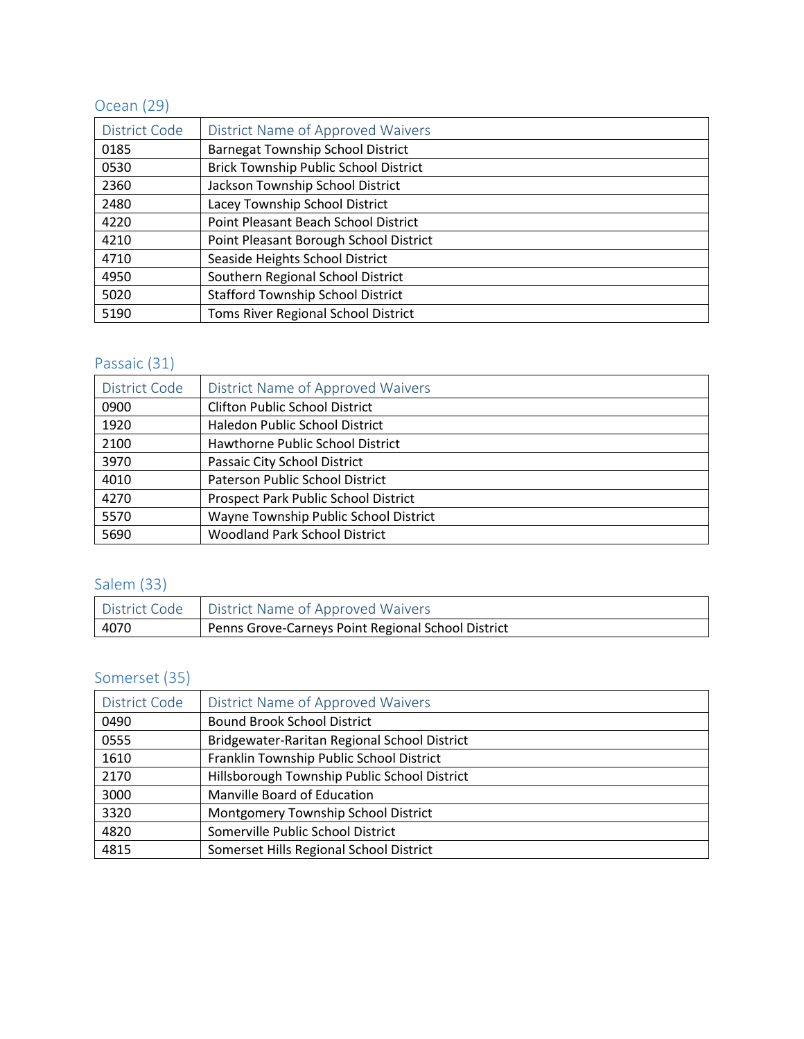## Ocean (29)

| District Code | District Name of Approved Waivers |
|---|---|
| 0185 | Barnegat Township School District |
| 0530 | Brick Township Public School District |
| 2360 | Jackson Township School District |
| 2480 | Lacey Township School District |
| 4220 | Point Pleasant Beach School District |
| 4210 | Point Pleasant Borough School District |
| 4710 | Seaside Heights School District |
| 4950 | Southern Regional School District |
| 5020 | Stafford Township School District |
| 5190 | Toms River Regional School District |

## Passaic (31)

| District Code | District Name of Approved Waivers |
|---|---|
| 0900 | Clifton Public School District |
| 1920 | Haledon Public School District |
| 2100 | Hawthorne Public School District |
| 3970 | Passaic City School District |
| 4010 | Paterson Public School District |
| 4270 | Prospect Park Public School District |
| 5570 | Wayne Township Public School District |
| 5690 | Woodland Park School District |

## Salem (33)

| District Code | District Name of Approved Waivers |
|---|---|
| 4070 | Penns Grove-Carneys Point Regional School District |

## Somerset (35)

| District Code | District Name of Approved Waivers |
|---|---|
| 0490 | Bound Brook School District |
| 0555 | Bridgewater-Raritan Regional School District |
| 1610 | Franklin Township Public School District |
| 2170 | Hillsborough Township Public School District |
| 3000 | Manville Board of Education |
| 3320 | Montgomery Township School District |
| 4820 | Somerville Public School District |
| 4815 | Somerset Hills Regional School District |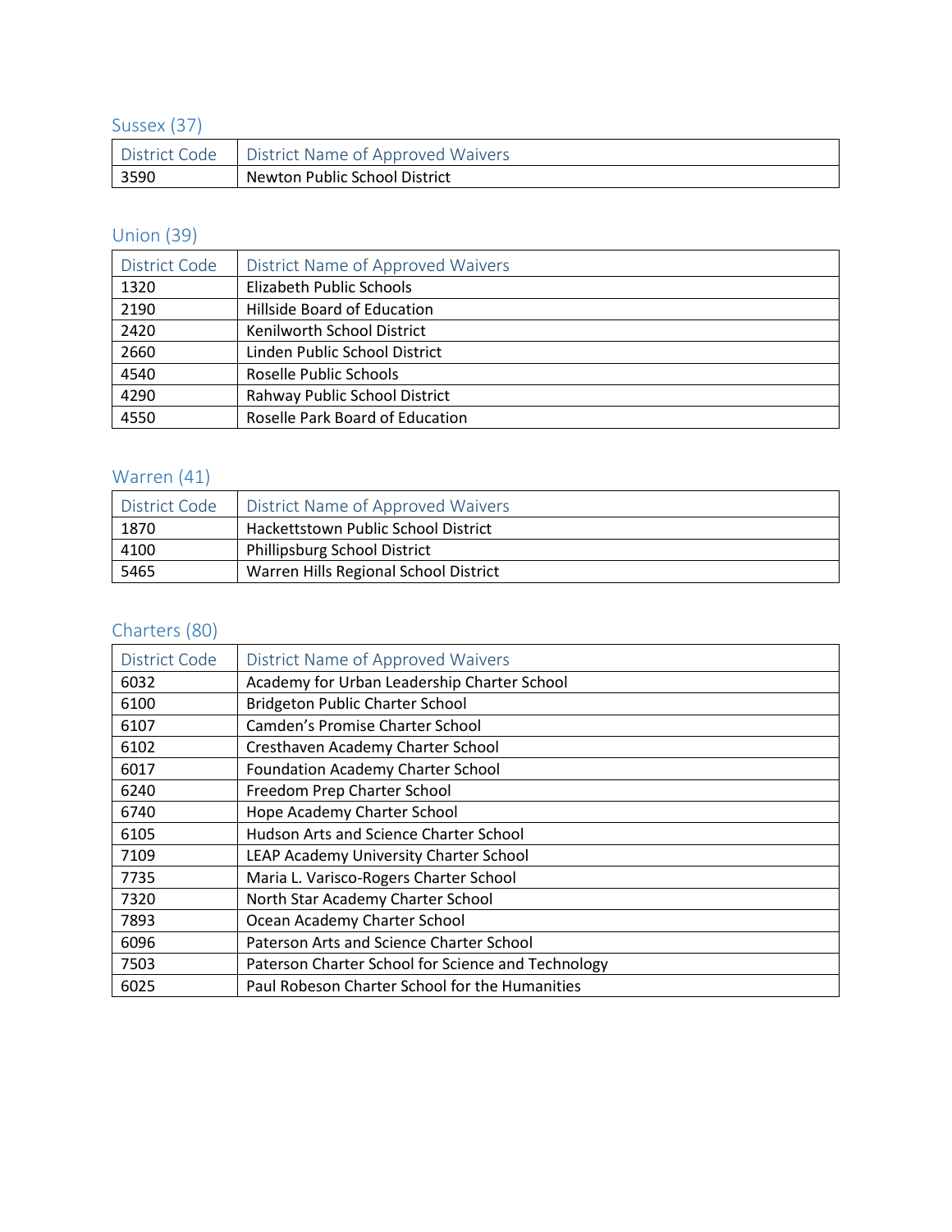## Sussex (37)

| District Code | District Name of Approved Waivers |
|---|---|
| 3590 | Newton Public School District |

## Union (39)

| District Code | District Name of Approved Waivers |
|---|---|
| 1320 | Elizabeth Public Schools |
| 2190 | Hillside Board of Education |
| 2420 | Kenilworth School District |
| 2660 | Linden Public School District |
| 4540 | Roselle Public Schools |
| 4290 | Rahway Public School District |
| 4550 | Roselle Park Board of Education |

## Warren (41)

| District Code | District Name of Approved Waivers |
|---|---|
| 1870 | Hackettstown Public School District |
| 4100 | Phillipsburg School District |
| 5465 | Warren Hills Regional School District |

## Charters (80)

| District Code | District Name of Approved Waivers |
|---|---|
| 6032 | Academy for Urban Leadership Charter School |
| 6100 | Bridgeton Public Charter School |
| 6107 | Camden's Promise Charter School |
| 6102 | Cresthaven Academy Charter School |
| 6017 | Foundation Academy Charter School |
| 6240 | Freedom Prep Charter School |
| 6740 | Hope Academy Charter School |
| 6105 | Hudson Arts and Science Charter School |
| 7109 | LEAP Academy University Charter School |
| 7735 | Maria L. Varisco-Rogers Charter School |
| 7320 | North Star Academy Charter School |
| 7893 | Ocean Academy Charter School |
| 6096 | Paterson Arts and Science Charter School |
| 7503 | Paterson Charter School for Science and Technology |
| 6025 | Paul Robeson Charter School for the Humanities |